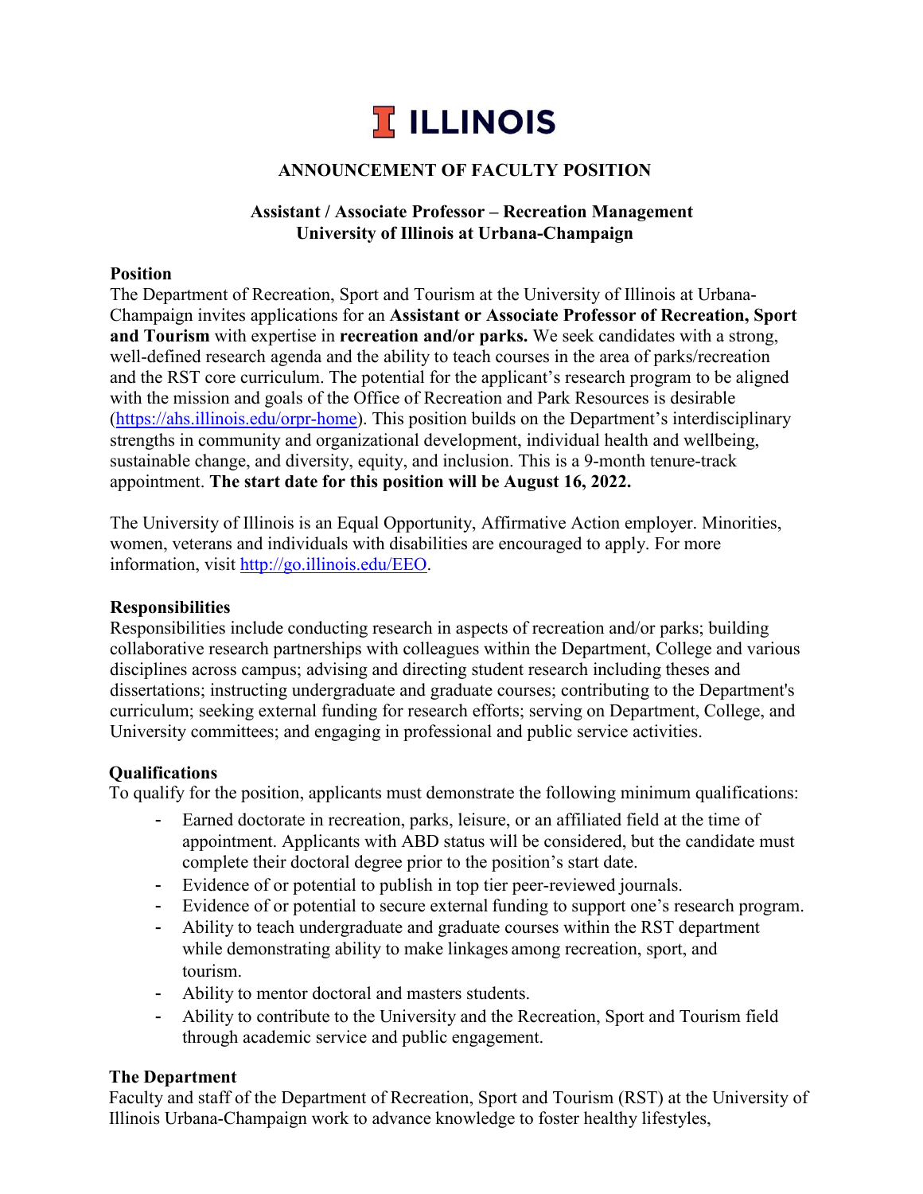# ILLINOIS

## ANNOUNCEMENT OF FACULTY POSITION

### Assistant / Associate Professor – Recreation Management
### University of Illinois at Urbana-Champaign

**Position**

The Department of Recreation, Sport and Tourism at the University of Illinois at Urbana-Champaign invites applications for an **Assistant or Associate Professor of Recreation, Sport and Tourism** with expertise in **recreation and/or parks.** We seek candidates with a strong, well-defined research agenda and the ability to teach courses in the area of parks/recreation and the RST core curriculum. The potential for the applicant's research program to be aligned with the mission and goals of the Office of Recreation and Park Resources is desirable (https://ahs.illinois.edu/orpr-home). This position builds on the Department's interdisciplinary strengths in community and organizational development, individual health and wellbeing, sustainable change, and diversity, equity, and inclusion. This is a 9-month tenure-track appointment. **The start date for this position will be August 16, 2022.**

The University of Illinois is an Equal Opportunity, Affirmative Action employer. Minorities, women, veterans and individuals with disabilities are encouraged to apply. For more information, visit http://go.illinois.edu/EEO.

**Responsibilities**

Responsibilities include conducting research in aspects of recreation and/or parks; building collaborative research partnerships with colleagues within the Department, College and various disciplines across campus; advising and directing student research including theses and dissertations; instructing undergraduate and graduate courses; contributing to the Department's curriculum; seeking external funding for research efforts; serving on Department, College, and University committees; and engaging in professional and public service activities.

**Qualifications**

To qualify for the position, applicants must demonstrate the following minimum qualifications:

- Earned doctorate in recreation, parks, leisure, or an affiliated field at the time of appointment. Applicants with ABD status will be considered, but the candidate must complete their doctoral degree prior to the position's start date.
- Evidence of or potential to publish in top tier peer-reviewed journals.
- Evidence of or potential to secure external funding to support one's research program.
- Ability to teach undergraduate and graduate courses within the RST department while demonstrating ability to make linkages among recreation, sport, and tourism.
- Ability to mentor doctoral and masters students.
- Ability to contribute to the University and the Recreation, Sport and Tourism field through academic service and public engagement.

**The Department**

Faculty and staff of the Department of Recreation, Sport and Tourism (RST) at the University of Illinois Urbana-Champaign work to advance knowledge to foster healthy lifestyles,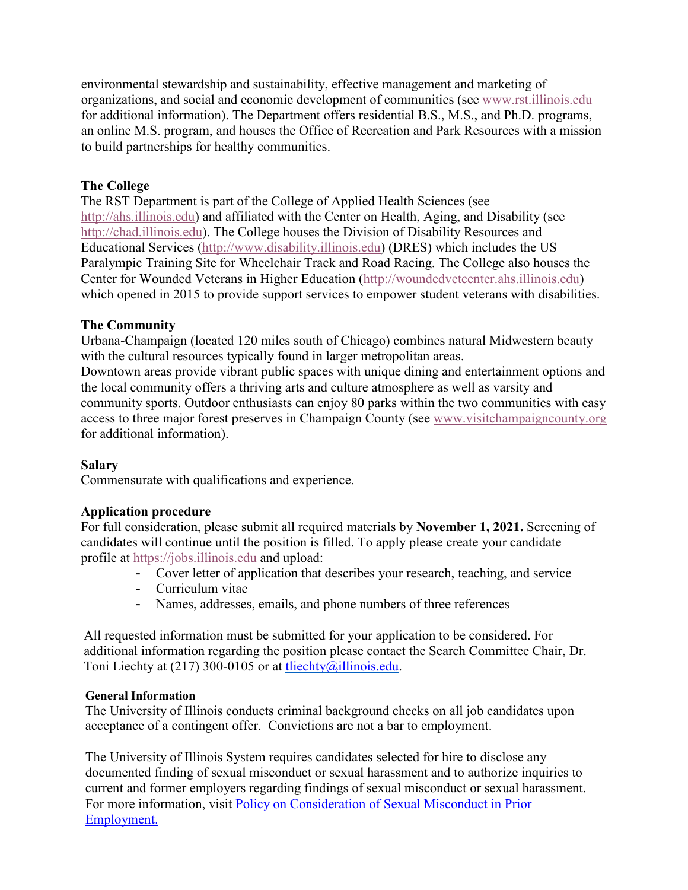environmental stewardship and sustainability, effective management and marketing of organizations, and social and economic development of communities (see www.rst.illinois.edu for additional information). The Department offers residential B.S., M.S., and Ph.D. programs, an online M.S. program, and houses the Office of Recreation and Park Resources with a mission to build partnerships for healthy communities.

**The College**

The RST Department is part of the College of Applied Health Sciences (see http://ahs.illinois.edu) and affiliated with the Center on Health, Aging, and Disability (see http://chad.illinois.edu). The College houses the Division of Disability Resources and Educational Services (http://www.disability.illinois.edu) (DRES) which includes the US Paralympic Training Site for Wheelchair Track and Road Racing. The College also houses the Center for Wounded Veterans in Higher Education (http://woundedvetcenter.ahs.illinois.edu) which opened in 2015 to provide support services to empower student veterans with disabilities.

**The Community**

Urbana-Champaign (located 120 miles south of Chicago) combines natural Midwestern beauty with the cultural resources typically found in larger metropolitan areas.
Downtown areas provide vibrant public spaces with unique dining and entertainment options and the local community offers a thriving arts and culture atmosphere as well as varsity and community sports. Outdoor enthusiasts can enjoy 80 parks within the two communities with easy access to three major forest preserves in Champaign County (see www.visitchampaigncounty.org for additional information).

**Salary**

Commensurate with qualifications and experience.

**Application procedure**

For full consideration, please submit all required materials by **November 1, 2021.** Screening of candidates will continue until the position is filled. To apply please create your candidate profile at https://jobs.illinois.edu and upload:

- Cover letter of application that describes your research, teaching, and service
- Curriculum vitae
- Names, addresses, emails, and phone numbers of three references

All requested information must be submitted for your application to be considered. For additional information regarding the position please contact the Search Committee Chair, Dr. Toni Liechty at (217) 300-0105 or at tliechty@illinois.edu.

**General Information**

The University of Illinois conducts criminal background checks on all job candidates upon acceptance of a contingent offer. Convictions are not a bar to employment.

The University of Illinois System requires candidates selected for hire to disclose any documented finding of sexual misconduct or sexual harassment and to authorize inquiries to current and former employers regarding findings of sexual misconduct or sexual harassment. For more information, visit Policy on Consideration of Sexual Misconduct in Prior Employment.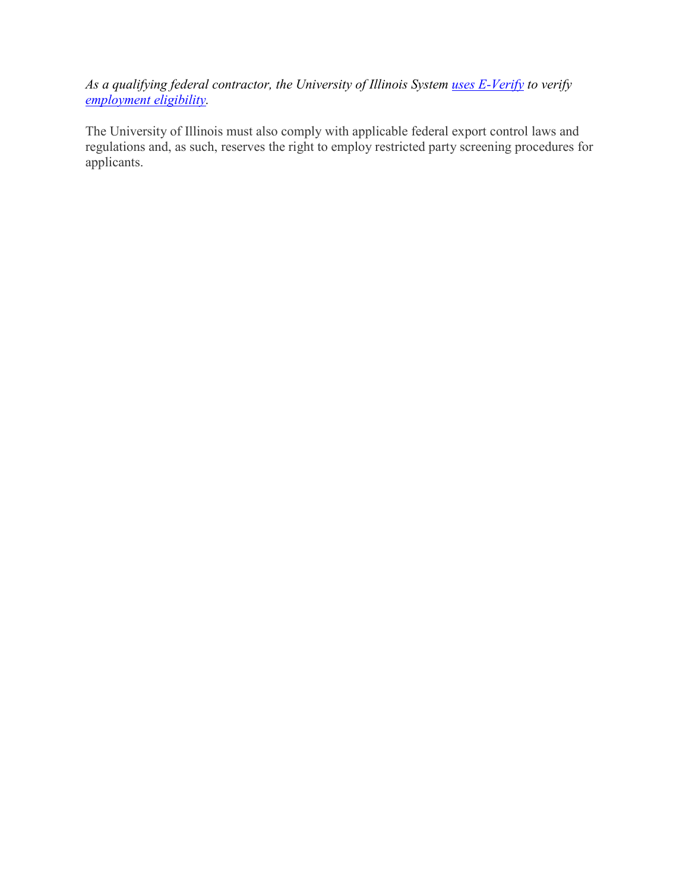*As a qualifying federal contractor, the University of Illinois System uses E-Verify to verify employment eligibility.*

The University of Illinois must also comply with applicable federal export control laws and regulations and, as such, reserves the right to employ restricted party screening procedures for applicants.